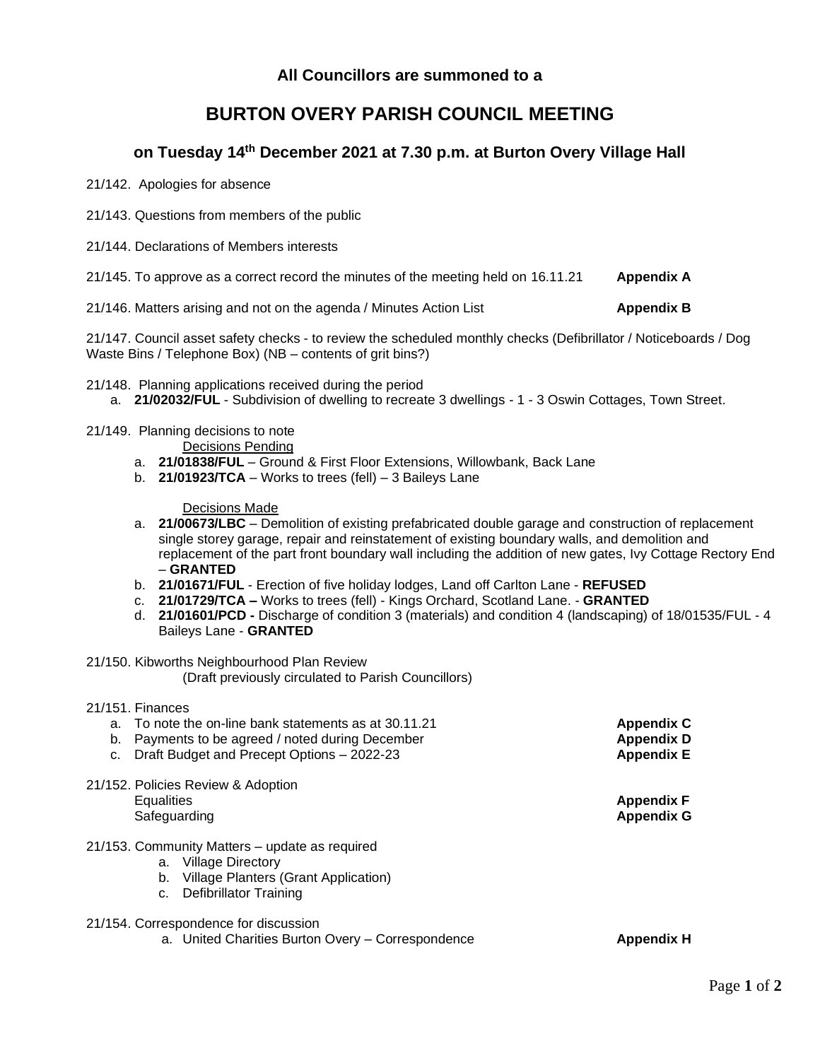**All Councillors are summoned to a**

# BURTON OVERY PARISH COUNCIL MEETING

## on Tuesday 14th December 2021 at 7.30 p.m. at Burton Overy Village Hall

21/142. Apologies for absence

21/143. Questions from members of the public

21/144. Declarations of Members interests

21/145. To approve as a correct record the minutes of the meeting held on 16.11.21 **Appendix A**

21/146. Matters arising and not on the agenda / Minutes Action List **Appendix B**

21/147. Council asset safety checks - to review the scheduled monthly checks (Defibrillator / Noticeboards / Dog Waste Bins / Telephone Box) (NB – contents of grit bins?)

21/148. Planning applications received during the period

a. **21/02032/FUL** - Subdivision of dwelling to recreate 3 dwellings - 1 - 3 Oswin Cottages, Town Street.

21/149. Planning decisions to note

Decisions Pending

a. **21/01838/FUL** – Ground & First Floor Extensions, Willowbank, Back Lane
b. **21/01923/TCA** – Works to trees (fell) – 3 Baileys Lane

Decisions Made

a. **21/00673/LBC** – Demolition of existing prefabricated double garage and construction of replacement single storey garage, repair and reinstatement of existing boundary walls, and demolition and replacement of the part front boundary wall including the addition of new gates, Ivy Cottage Rectory End – **GRANTED**
b. **21/01671/FUL** - Erection of five holiday lodges, Land off Carlton Lane - **REFUSED**
c. **21/01729/TCA –** Works to trees (fell) - Kings Orchard, Scotland Lane. - **GRANTED**
d. **21/01601/PCD -** Discharge of condition 3 (materials) and condition 4 (landscaping) of 18/01535/FUL - 4 Baileys Lane - **GRANTED**

21/150. Kibworths Neighbourhood Plan Review

(Draft previously circulated to Parish Councillors)

21/151. Finances

a. To note the on-line bank statements as at 30.11.21 **Appendix C**
b. Payments to be agreed / noted during December **Appendix D**
c. Draft Budget and Precept Options – 2022-23 **Appendix E**

21/152. Policies Review & Adoption

Equalities **Appendix F**

Safeguarding **Appendix G**

21/153. Community Matters – update as required

a. Village Directory
b. Village Planters (Grant Application)
c. Defibrillator Training

21/154. Correspondence for discussion

a. United Charities Burton Overy – Correspondence **Appendix H**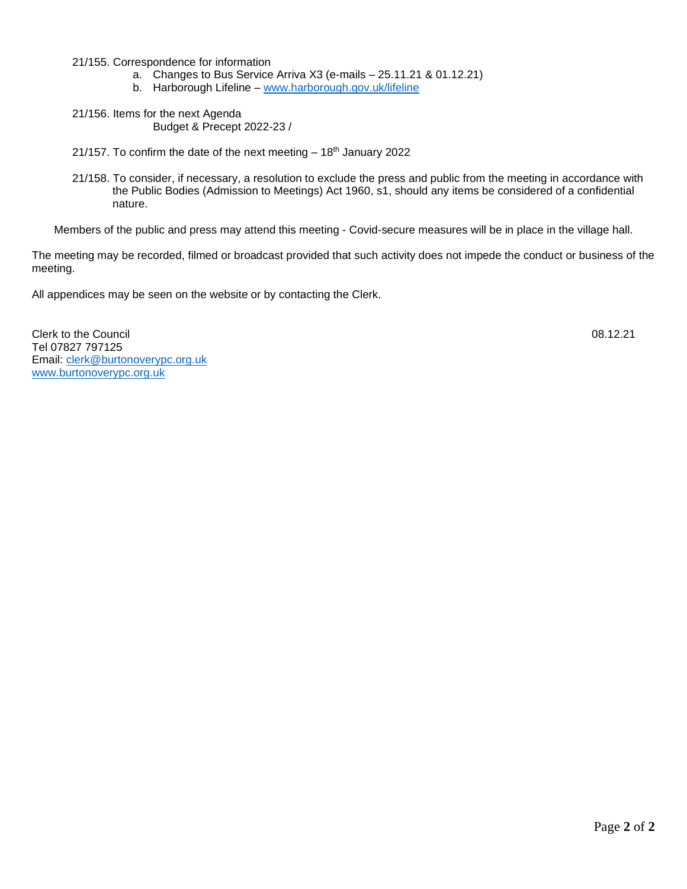21/155. Correspondence for information

a. Changes to Bus Service Arriva X3 (e-mails – 25.11.21 & 01.12.21)
b. Harborough Lifeline – www.harborough.gov.uk/lifeline

21/156. Items for the next Agenda

Budget & Precept 2022-23 /

21/157. To confirm the date of the next meeting – 18th January 2022

21/158. To consider, if necessary, a resolution to exclude the press and public from the meeting in accordance with the Public Bodies (Admission to Meetings) Act 1960, s1, should any items be considered of a confidential nature.

Members of the public and press may attend this meeting - Covid-secure measures will be in place in the village hall.

The meeting may be recorded, filmed or broadcast provided that such activity does not impede the conduct or business of the meeting.

All appendices may be seen on the website or by contacting the Clerk.

Clerk to the Council
Tel 07827 797125
Email: clerk@burtonoverypc.org.uk
www.burtonoverypc.org.uk

08.12.21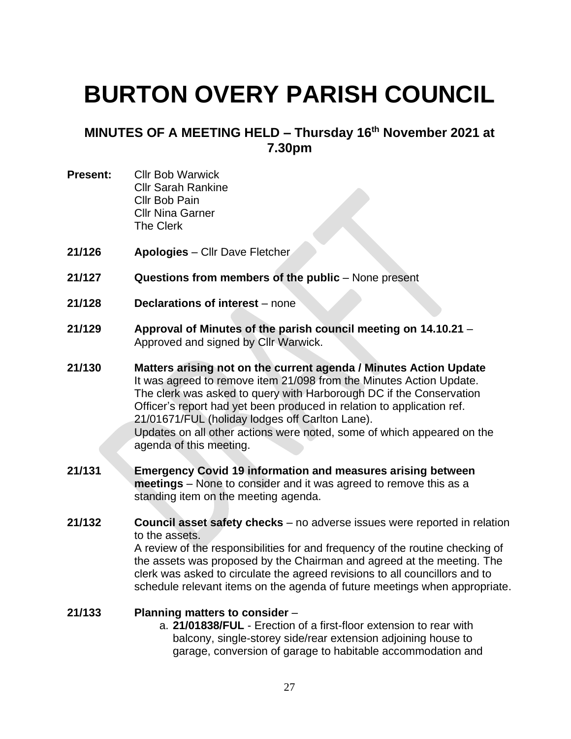# BURTON OVERY PARISH COUNCIL

## MINUTES OF A MEETING HELD – Thursday 16th November 2021 at 7.30pm

**Present:** Cllr Bob Warwick
Cllr Sarah Rankine
Cllr Bob Pain
Cllr Nina Garner
The Clerk

**21/126** **Apologies** – Cllr Dave Fletcher

**21/127** **Questions from members of the public** – None present

**21/128** **Declarations of interest** – none

**21/129** **Approval of Minutes of the parish council meeting on 14.10.21** – Approved and signed by Cllr Warwick.

**21/130** **Matters arising not on the current agenda / Minutes Action Update**
It was agreed to remove item 21/098 from the Minutes Action Update.
The clerk was asked to query with Harborough DC if the Conservation Officer's report had yet been produced in relation to application ref. 21/01671/FUL (holiday lodges off Carlton Lane).
Updates on all other actions were noted, some of which appeared on the agenda of this meeting.

**21/131** **Emergency Covid 19 information and measures arising between meetings** – None to consider and it was agreed to remove this as a standing item on the meeting agenda.

**21/132** **Council asset safety checks** – no adverse issues were reported in relation to the assets.
A review of the responsibilities for and frequency of the routine checking of the assets was proposed by the Chairman and agreed at the meeting. The clerk was asked to circulate the agreed revisions to all councillors and to schedule relevant items on the agenda of future meetings when appropriate.

**21/133** **Planning matters to consider** –

a. **21/01838/FUL** - Erection of a first-floor extension to rear with balcony, single-storey side/rear extension adjoining house to garage, conversion of garage to habitable accommodation and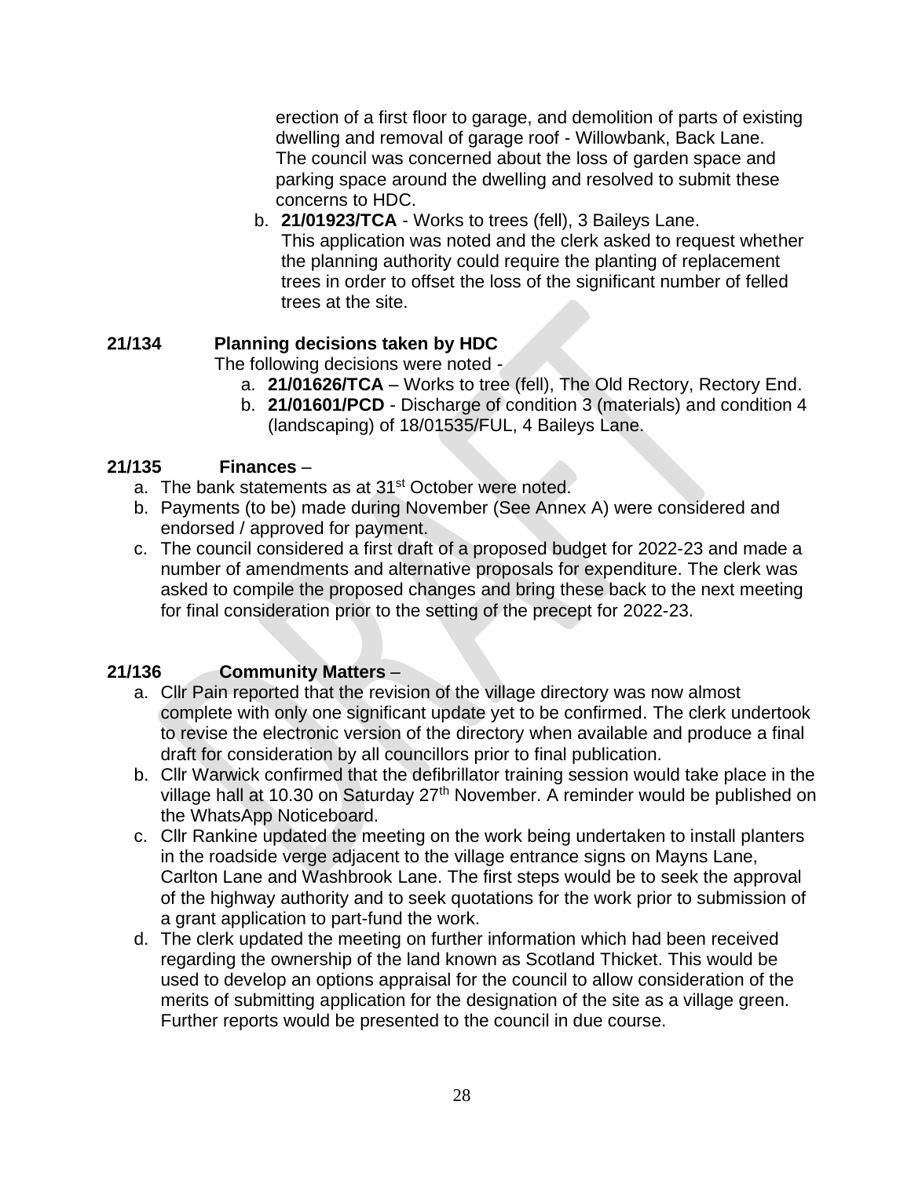erection of a first floor to garage, and demolition of parts of existing dwelling and removal of garage roof - Willowbank, Back Lane. The council was concerned about the loss of garden space and parking space around the dwelling and resolved to submit these concerns to HDC.

b. **21/01923/TCA** - Works to trees (fell), 3 Baileys Lane. This application was noted and the clerk asked to request whether the planning authority could require the planting of replacement trees in order to offset the loss of the significant number of felled trees at the site.

**21/134 Planning decisions taken by HDC**

The following decisions were noted -

a. **21/01626/TCA** – Works to tree (fell), The Old Rectory, Rectory End.
b. **21/01601/PCD** - Discharge of condition 3 (materials) and condition 4 (landscaping) of 18/01535/FUL, 4 Baileys Lane.

**21/135 Finances** –

a. The bank statements as at 31st October were noted.
b. Payments (to be) made during November (See Annex A) were considered and endorsed / approved for payment.
c. The council considered a first draft of a proposed budget for 2022-23 and made a number of amendments and alternative proposals for expenditure. The clerk was asked to compile the proposed changes and bring these back to the next meeting for final consideration prior to the setting of the precept for 2022-23.

**21/136 Community Matters** –

a. Cllr Pain reported that the revision of the village directory was now almost complete with only one significant update yet to be confirmed. The clerk undertook to revise the electronic version of the directory when available and produce a final draft for consideration by all councillors prior to final publication.
b. Cllr Warwick confirmed that the defibrillator training session would take place in the village hall at 10.30 on Saturday 27th November. A reminder would be published on the WhatsApp Noticeboard.
c. Cllr Rankine updated the meeting on the work being undertaken to install planters in the roadside verge adjacent to the village entrance signs on Mayns Lane, Carlton Lane and Washbrook Lane. The first steps would be to seek the approval of the highway authority and to seek quotations for the work prior to submission of a grant application to part-fund the work.
d. The clerk updated the meeting on further information which had been received regarding the ownership of the land known as Scotland Thicket. This would be used to develop an options appraisal for the council to allow consideration of the merits of submitting application for the designation of the site as a village green. Further reports would be presented to the council in due course.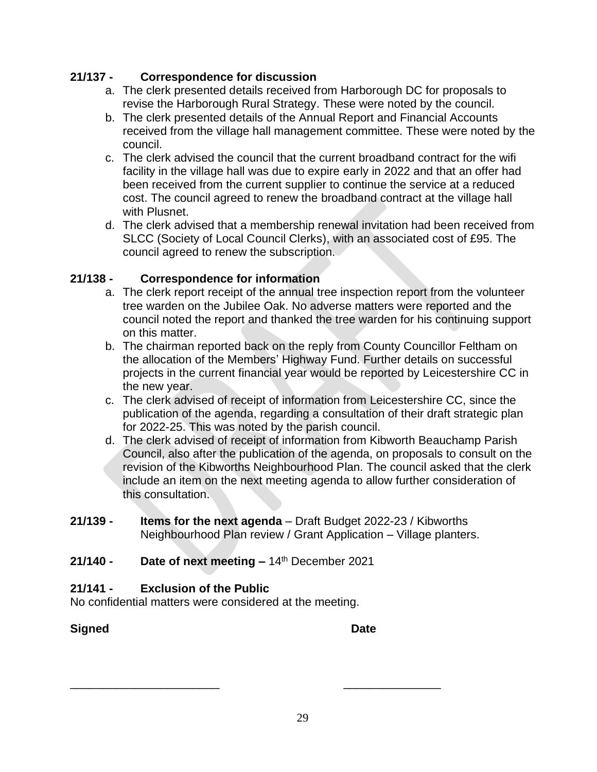**21/137 - Correspondence for discussion**

a. The clerk presented details received from Harborough DC for proposals to revise the Harborough Rural Strategy. These were noted by the council.
b. The clerk presented details of the Annual Report and Financial Accounts received from the village hall management committee. These were noted by the council.
c. The clerk advised the council that the current broadband contract for the wifi facility in the village hall was due to expire early in 2022 and that an offer had been received from the current supplier to continue the service at a reduced cost. The council agreed to renew the broadband contract at the village hall with Plusnet.
d. The clerk advised that a membership renewal invitation had been received from SLCC (Society of Local Council Clerks), with an associated cost of £95. The council agreed to renew the subscription.

**21/138 - Correspondence for information**

a. The clerk report receipt of the annual tree inspection report from the volunteer tree warden on the Jubilee Oak. No adverse matters were reported and the council noted the report and thanked the tree warden for his continuing support on this matter.
b. The chairman reported back on the reply from County Councillor Feltham on the allocation of the Members' Highway Fund. Further details on successful projects in the current financial year would be reported by Leicestershire CC in the new year.
c. The clerk advised of receipt of information from Leicestershire CC, since the publication of the agenda, regarding a consultation of their draft strategic plan for 2022-25. This was noted by the parish council.
d. The clerk advised of receipt of information from Kibworth Beauchamp Parish Council, also after the publication of the agenda, on proposals to consult on the revision of the Kibworths Neighbourhood Plan. The council asked that the clerk include an item on the next meeting agenda to allow further consideration of this consultation.

**21/139 - Items for the next agenda** – Draft Budget 2022-23 / Kibworths Neighbourhood Plan review / Grant Application – Village planters.

**21/140 - Date of next meeting –** 14th December 2021

**21/141 - Exclusion of the Public**

No confidential matters were considered at the meeting.

**Signed** **Date**

\_\_\_\_\_\_\_\_\_\_\_\_\_\_\_\_\_\_\_\_\_\_\_ \_\_\_\_\_\_\_\_\_\_\_\_\_\_\_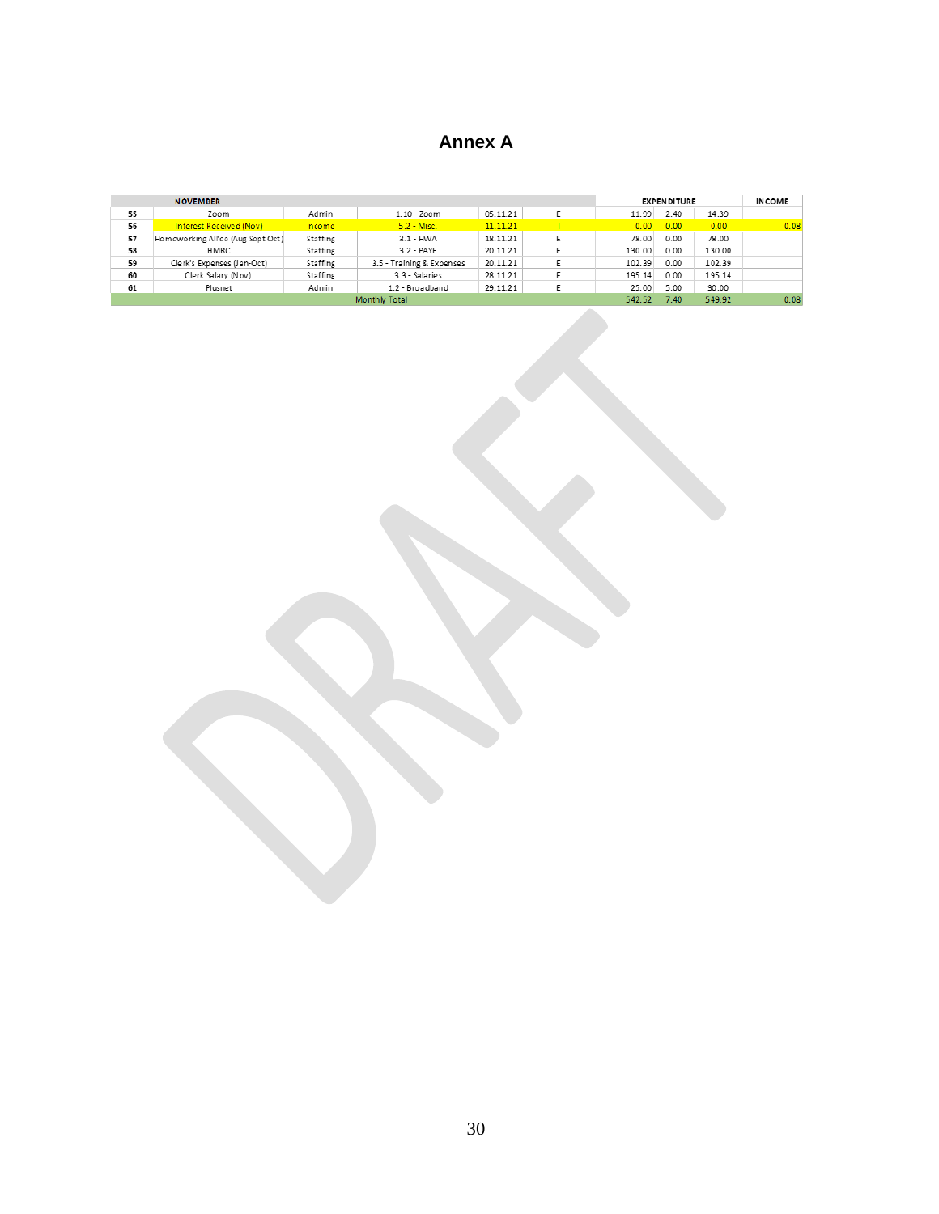# Annex A

| | NOVEMBER | | | | | EXPENDITURE | | | INCOME |
|---|---|---|---|---|---|---|---|---|---|
| 55 | Zoom | Admin | 1.10 - Zoom | 05.11.21 | E | 11.99 | 2.40 | 14.39 | |
| 56 | Interest Received (Nov) | Income | 5.2 - Misc. | 11.11.21 | I | 0.00 | 0.00 | 0.00 | 0.08 |
| 57 | Homeworking All'ce (Aug Sept Oct) | Staffing | 3.1 - HWA | 18.11.21 | E | 78.00 | 0.00 | 78.00 | |
| 58 | HMRC | Staffing | 3.2 - PAYE | 20.11.21 | E | 130.00 | 0.00 | 130.00 | |
| 59 | Clerk's Expenses (Jan-Oct) | Staffing | 3.5 - Training & Expenses | 20.11.21 | E | 102.39 | 0.00 | 102.39 | |
| 60 | Clerk Salary (Nov) | Staffing | 3.3 - Salaries | 28.11.21 | E | 195.14 | 0.00 | 195.14 | |
| 61 | Plusnet | Admin | 1.2 - Broadband | 29.11.21 | E | 25.00 | 5.00 | 30.00 | |
| | | | Monthly Total | | | 542.52 | 7.40 | 549.92 | 0.08 |

DRAFT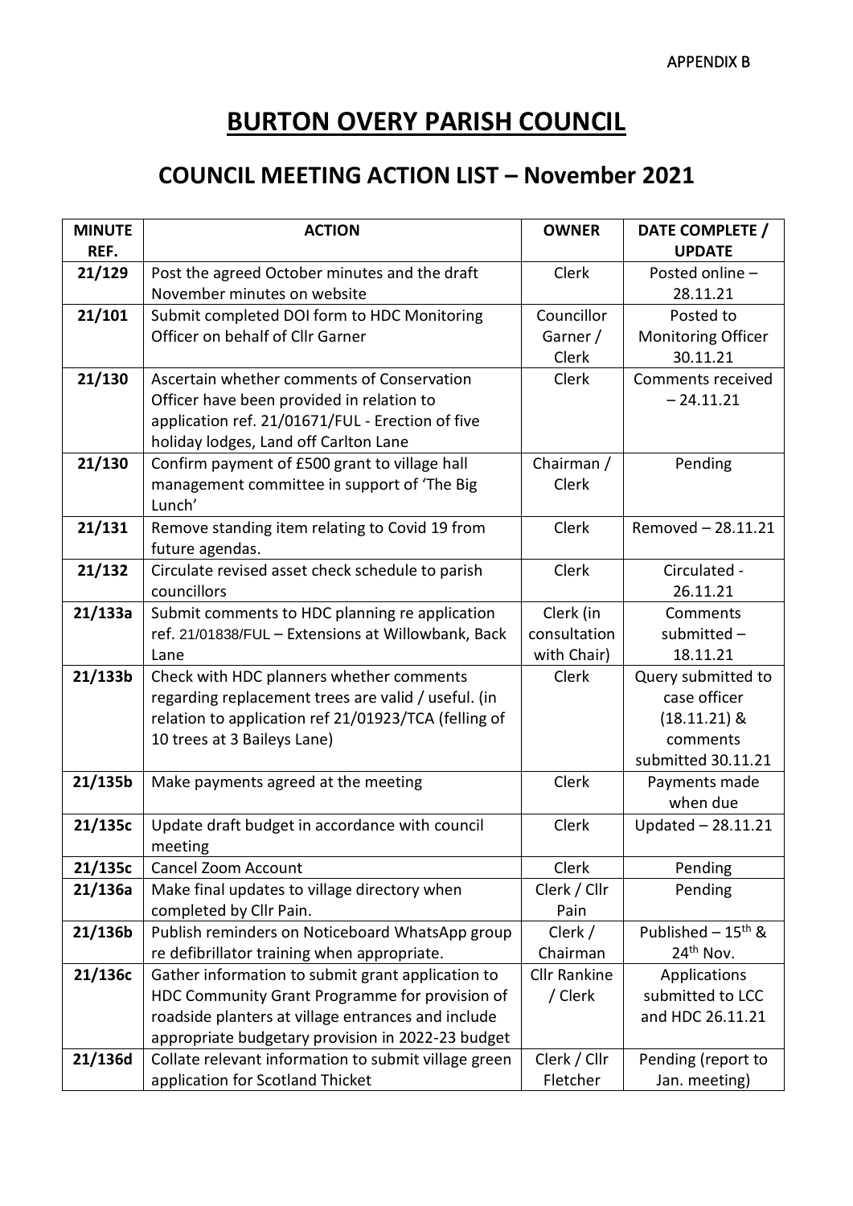APPENDIX B

# BURTON OVERY PARISH COUNCIL

## COUNCIL MEETING ACTION LIST – November 2021

| MINUTE REF. | ACTION | OWNER | DATE COMPLETE / UPDATE |
|---|---|---|---|
| 21/129 | Post the agreed October minutes and the draft November minutes on website | Clerk | Posted online – 28.11.21 |
| 21/101 | Submit completed DOI form to HDC Monitoring Officer on behalf of Cllr Garner | Councillor Garner / Clerk | Posted to Monitoring Officer 30.11.21 |
| 21/130 | Ascertain whether comments of Conservation Officer have been provided in relation to application ref. 21/01671/FUL - Erection of five holiday lodges, Land off Carlton Lane | Clerk | Comments received – 24.11.21 |
| 21/130 | Confirm payment of £500 grant to village hall management committee in support of 'The Big Lunch' | Chairman / Clerk | Pending |
| 21/131 | Remove standing item relating to Covid 19 from future agendas. | Clerk | Removed – 28.11.21 |
| 21/132 | Circulate revised asset check schedule to parish councillors | Clerk | Circulated - 26.11.21 |
| 21/133a | Submit comments to HDC planning re application ref. 21/01838/FUL – Extensions at Willowbank, Back Lane | Clerk (in consultation with Chair) | Comments submitted – 18.11.21 |
| 21/133b | Check with HDC planners whether comments regarding replacement trees are valid / useful. (in relation to application ref 21/01923/TCA (felling of 10 trees at 3 Baileys Lane) | Clerk | Query submitted to case officer (18.11.21) & comments submitted 30.11.21 |
| 21/135b | Make payments agreed at the meeting | Clerk | Payments made when due |
| 21/135c | Update draft budget in accordance with council meeting | Clerk | Updated – 28.11.21 |
| 21/135c | Cancel Zoom Account | Clerk | Pending |
| 21/136a | Make final updates to village directory when completed by Cllr Pain. | Clerk / Cllr Pain | Pending |
| 21/136b | Publish reminders on Noticeboard WhatsApp group re defibrillator training when appropriate. | Clerk / Chairman | Published – 15th & 24th Nov. |
| 21/136c | Gather information to submit grant application to HDC Community Grant Programme for provision of roadside planters at village entrances and include appropriate budgetary provision in 2022-23 budget | Cllr Rankine / Clerk | Applications submitted to LCC and HDC 26.11.21 |
| 21/136d | Collate relevant information to submit village green application for Scotland Thicket | Clerk / Cllr Fletcher | Pending (report to Jan. meeting) |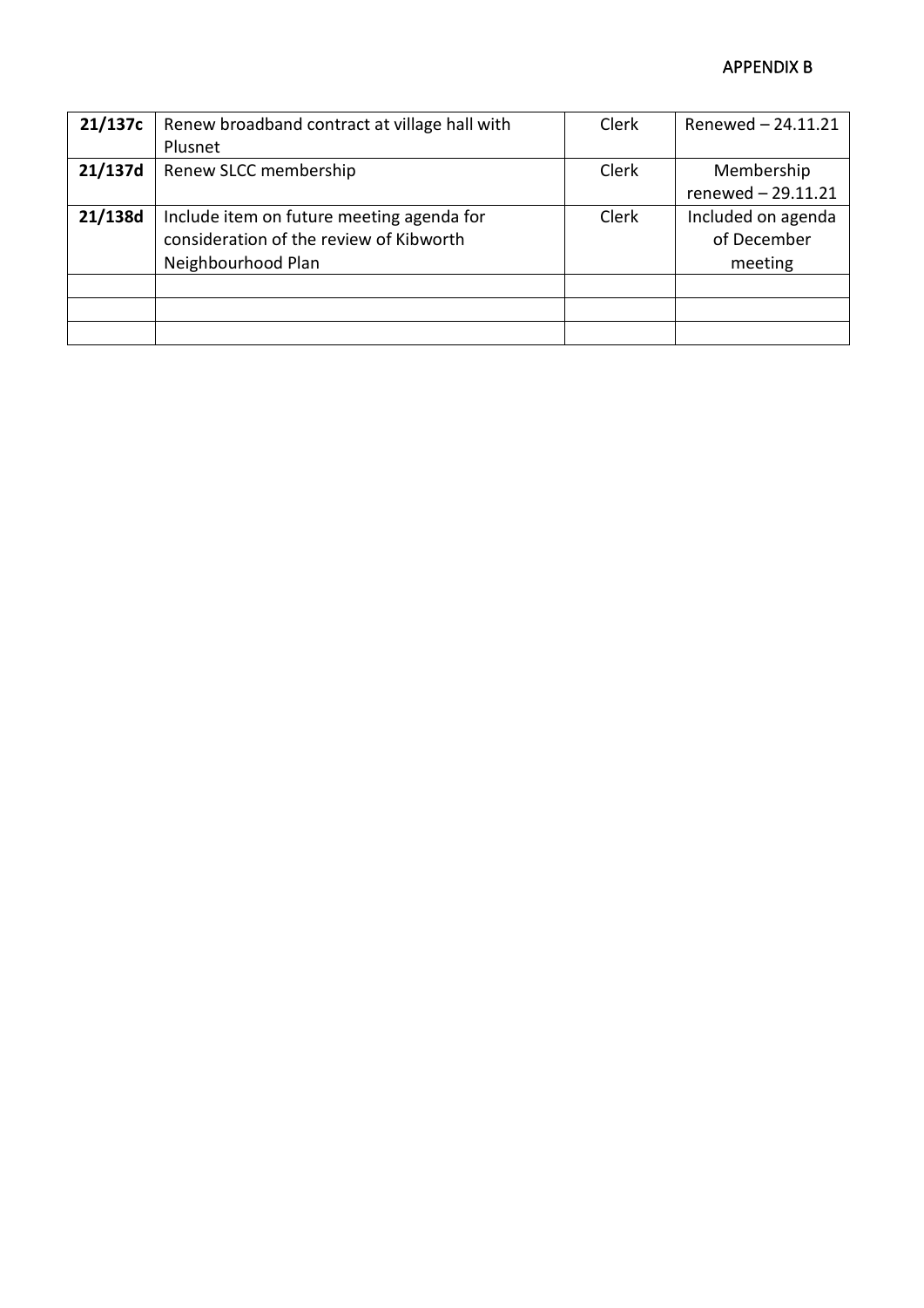APPENDIX B

| **21/137c** | Renew broadband contract at village hall with Plusnet | Clerk | Renewed – 24.11.21 |
|---|---|---|---|
| **21/137d** | Renew SLCC membership | Clerk | Membership renewed – 29.11.21 |
| **21/138d** | Include item on future meeting agenda for consideration of the review of Kibworth Neighbourhood Plan | Clerk | Included on agenda of December meeting |
| | | | |
| | | | |
| | | | |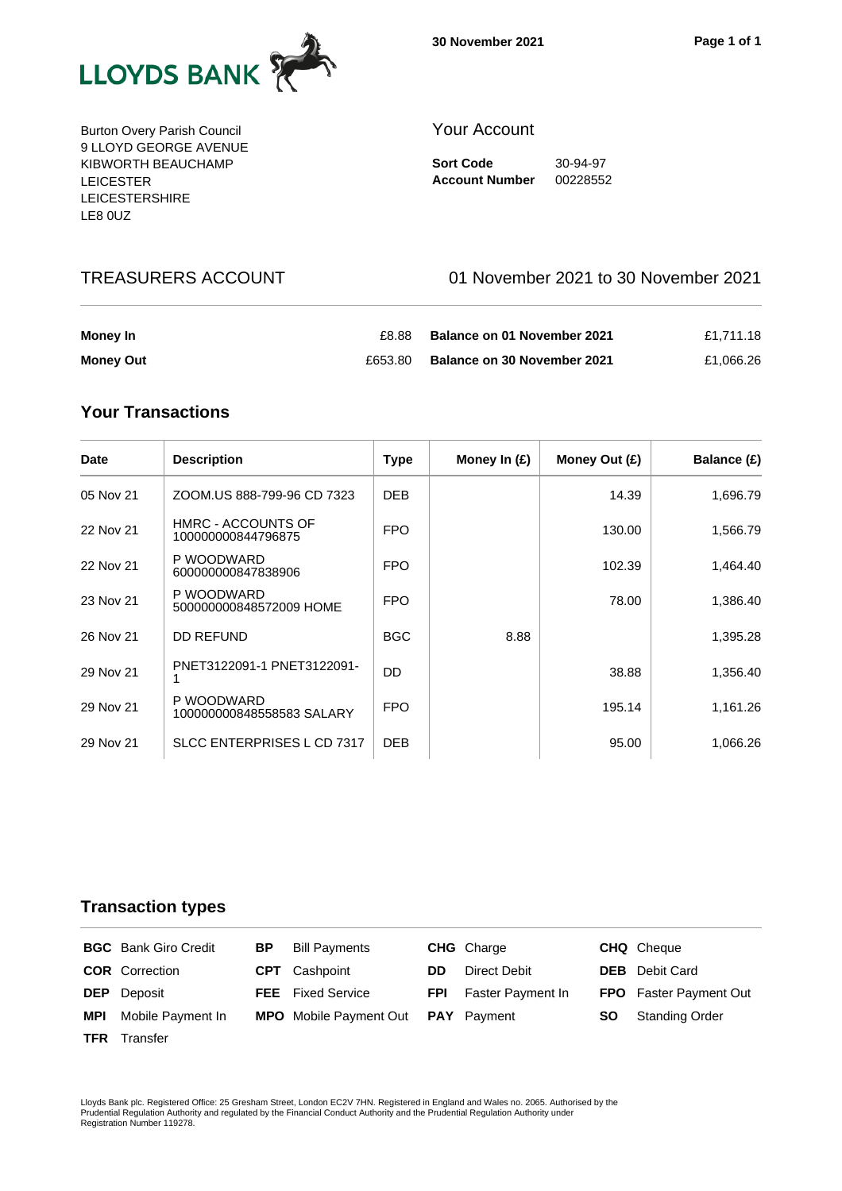LLOYDS BANK

30 November 2021

Burton Overy Parish Council
9 LLOYD GEORGE AVENUE
KIBWORTH BEAUCHAMP
LEICESTER
LEICESTERSHIRE
LE8 0UZ

## Your Account

**Sort Code** 30-94-97
**Account Number** 00228552

## TREASURERS ACCOUNT

01 November 2021 to 30 November 2021

| | | | |
|---|---|---|---|
| **Money In** | £8.88 | **Balance on 01 November 2021** | £1,711.18 |
| **Money Out** | £653.80 | **Balance on 30 November 2021** | £1,066.26 |

## Your Transactions

| Date | Description | Type | Money In (£) | Money Out (£) | Balance (£) |
|---|---|---|---|---|---|
| 05 Nov 21 | ZOOM.US 888-799-96 CD 7323 | DEB | | 14.39 | 1,696.79 |
| 22 Nov 21 | HMRC - ACCOUNTS OF 100000000844796875 | FPO | | 130.00 | 1,566.79 |
| 22 Nov 21 | P WOODWARD 600000000847838906 | FPO | | 102.39 | 1,464.40 |
| 23 Nov 21 | P WOODWARD 500000000848572009 HOME | FPO | | 78.00 | 1,386.40 |
| 26 Nov 21 | DD REFUND | BGC | 8.88 | | 1,395.28 |
| 29 Nov 21 | PNET3122091-1 PNET3122091-1 | DD | | 38.88 | 1,356.40 |
| 29 Nov 21 | P WOODWARD 100000000848558583 SALARY | FPO | | 195.14 | 1,161.26 |
| 29 Nov 21 | SLCC ENTERPRISES L CD 7317 | DEB | | 95.00 | 1,066.26 |

## Transaction types

| | | | |
|---|---|---|---|
| **BGC** Bank Giro Credit | **BP** Bill Payments | **CHG** Charge | **CHQ** Cheque |
| **COR** Correction | **CPT** Cashpoint | **DD** Direct Debit | **DEB** Debit Card |
| **DEP** Deposit | **FEE** Fixed Service | **FPI** Faster Payment In | **FPO** Faster Payment Out |
| **MPI** Mobile Payment In | **MPO** Mobile Payment Out | **PAY** Payment | **SO** Standing Order |
| **TFR** Transfer | | | |

Lloyds Bank plc. Registered Office: 25 Gresham Street, London EC2V 7HN. Registered in England and Wales no. 2065. Authorised by the Prudential Regulation Authority and regulated by the Financial Conduct Authority and the Prudential Regulation Authority under Registration Number 119278.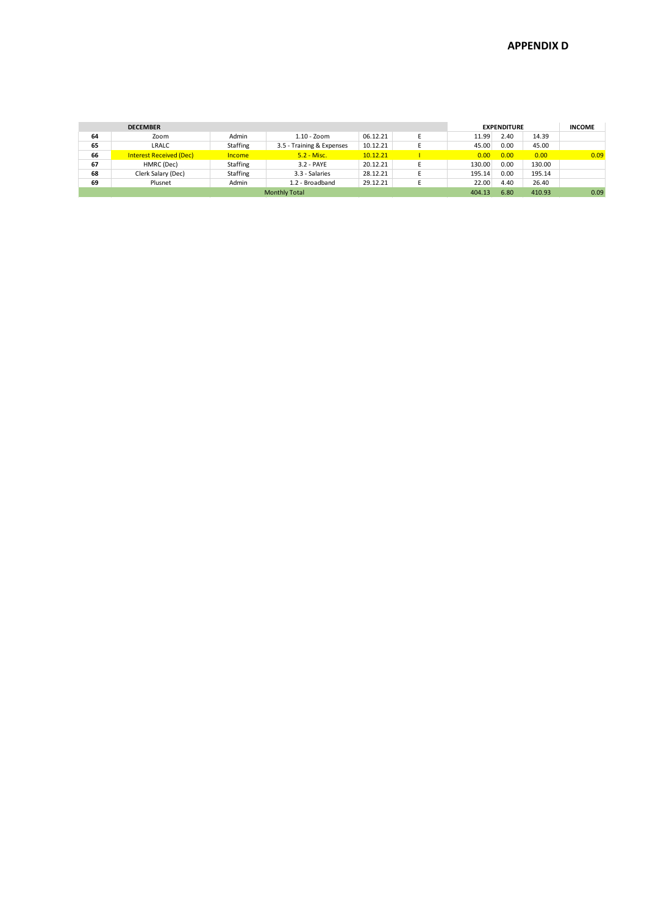## APPENDIX D

| DECEMBER | | | | | | EXPENDITURE | | | INCOME |
|---|---|---|---|---|---|---|---|---|---|
| 64 | Zoom | Admin | 1.10 - Zoom | 06.12.21 | E | 11.99 | 2.40 | 14.39 | |
| 65 | LRALC | Staffing | 3.5 - Training & Expenses | 10.12.21 | E | 45.00 | 0.00 | 45.00 | |
| 66 | Interest Received (Dec) | Income | 5.2 - Misc. | 10.12.21 | I | 0.00 | 0.00 | 0.00 | 0.09 |
| 67 | HMRC (Dec) | Staffing | 3.2 - PAYE | 20.12.21 | E | 130.00 | 0.00 | 130.00 | |
| 68 | Clerk Salary (Dec) | Staffing | 3.3 - Salaries | 28.12.21 | E | 195.14 | 0.00 | 195.14 | |
| 69 | Plusnet | Admin | 1.2 - Broadband | 29.12.21 | E | 22.00 | 4.40 | 26.40 | |
| | | | Monthly Total | | | 404.13 | 6.80 | 410.93 | 0.09 |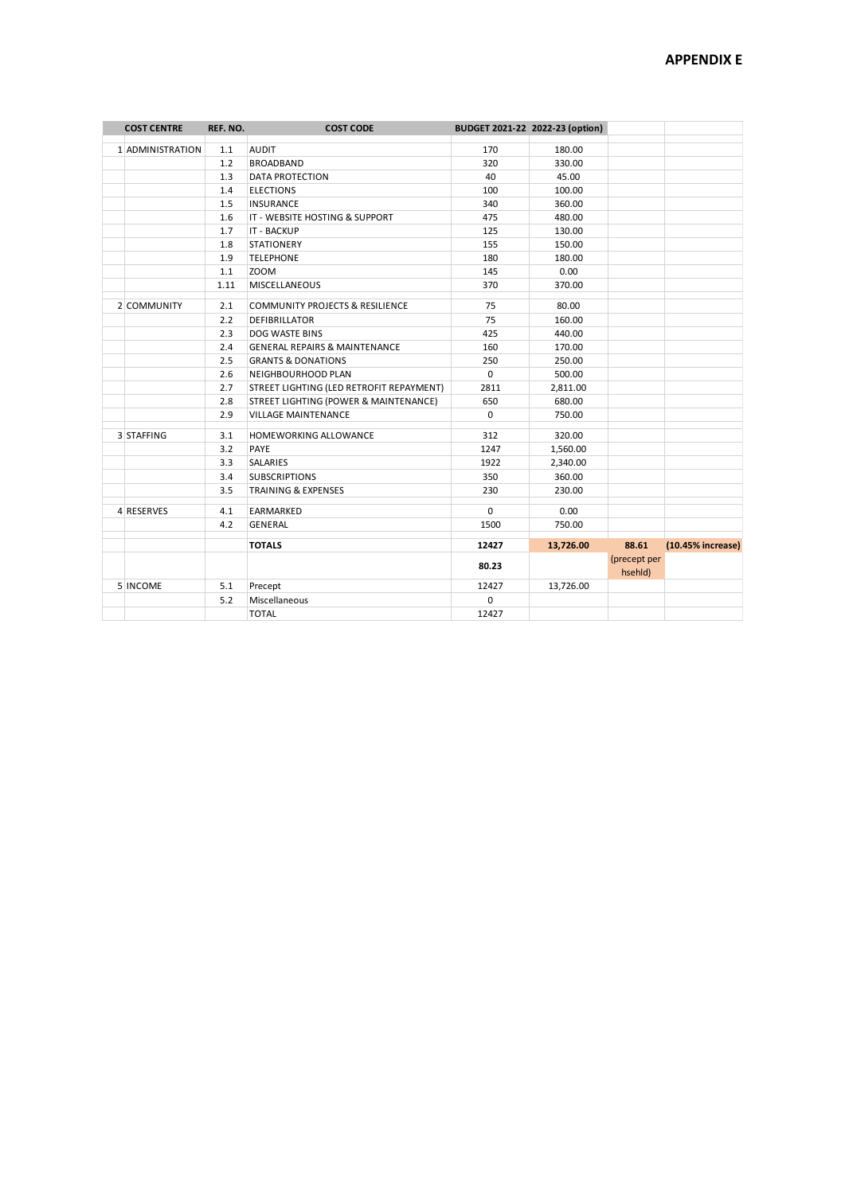## APPENDIX E

| COST CENTRE | REF. NO. | COST CODE | BUDGET 2021-22 | 2022-23 (option) | | |
|---|---|---|---|---|---|---|
| 1 ADMINISTRATION | 1.1 | AUDIT | 170 | 180.00 | | |
| | 1.2 | BROADBAND | 320 | 330.00 | | |
| | 1.3 | DATA PROTECTION | 40 | 45.00 | | |
| | 1.4 | ELECTIONS | 100 | 100.00 | | |
| | 1.5 | INSURANCE | 340 | 360.00 | | |
| | 1.6 | IT - WEBSITE HOSTING & SUPPORT | 475 | 480.00 | | |
| | 1.7 | IT - BACKUP | 125 | 130.00 | | |
| | 1.8 | STATIONERY | 155 | 150.00 | | |
| | 1.9 | TELEPHONE | 180 | 180.00 | | |
| | 1.1 | ZOOM | 145 | 0.00 | | |
| | 1.11 | MISCELLANEOUS | 370 | 370.00 | | |
| 2 COMMUNITY | 2.1 | COMMUNITY PROJECTS & RESILIENCE | 75 | 80.00 | | |
| | 2.2 | DEFIBRILLATOR | 75 | 160.00 | | |
| | 2.3 | DOG WASTE BINS | 425 | 440.00 | | |
| | 2.4 | GENERAL REPAIRS & MAINTENANCE | 160 | 170.00 | | |
| | 2.5 | GRANTS & DONATIONS | 250 | 250.00 | | |
| | 2.6 | NEIGHBOURHOOD PLAN | 0 | 500.00 | | |
| | 2.7 | STREET LIGHTING (LED RETROFIT REPAYMENT) | 2811 | 2,811.00 | | |
| | 2.8 | STREET LIGHTING (POWER & MAINTENANCE) | 650 | 680.00 | | |
| | 2.9 | VILLAGE MAINTENANCE | 0 | 750.00 | | |
| 3 STAFFING | 3.1 | HOMEWORKING ALLOWANCE | 312 | 320.00 | | |
| | 3.2 | PAYE | 1247 | 1,560.00 | | |
| | 3.3 | SALARIES | 1922 | 2,340.00 | | |
| | 3.4 | SUBSCRIPTIONS | 350 | 360.00 | | |
| | 3.5 | TRAINING & EXPENSES | 230 | 230.00 | | |
| 4 RESERVES | 4.1 | EARMARKED | 0 | 0.00 | | |
| | 4.2 | GENERAL | 1500 | 750.00 | | |
| | | **TOTALS** | **12427** | **13,726.00** | **88.61** | **(10.45% increase)** |
| | | | **80.23** | | (precept per hsehld) | |
| 5 INCOME | 5.1 | Precept | 12427 | 13,726.00 | | |
| | 5.2 | Miscellaneous | 0 | | | |
| | | TOTAL | 12427 | | | |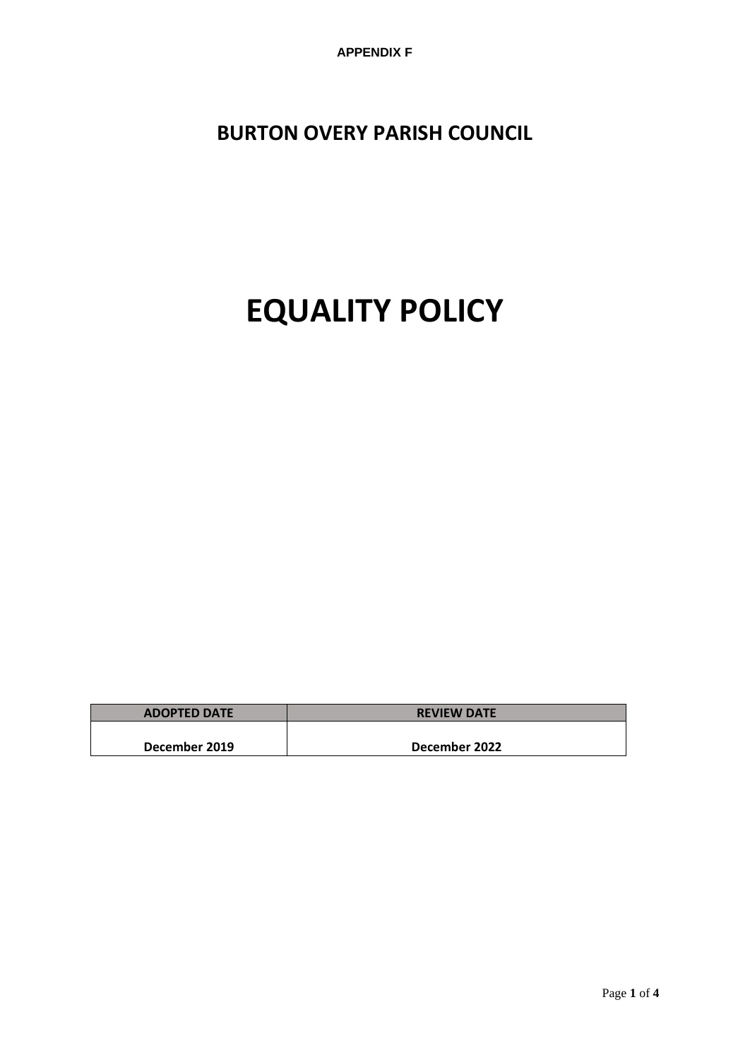APPENDIX F

# BURTON OVERY PARISH COUNCIL

# EQUALITY POLICY

| ADOPTED DATE | REVIEW DATE |
|---|---|
| December 2019 | December 2022 |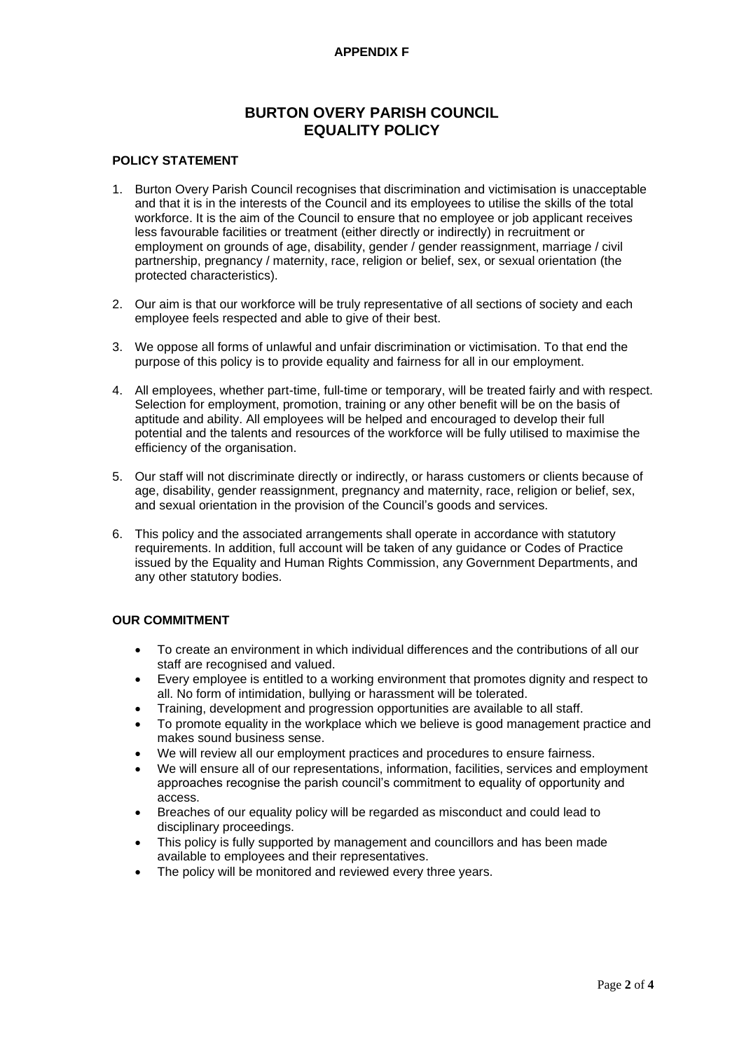**APPENDIX F**

# BURTON OVERY PARISH COUNCIL
# EQUALITY POLICY

## POLICY STATEMENT

1. Burton Overy Parish Council recognises that discrimination and victimisation is unacceptable and that it is in the interests of the Council and its employees to utilise the skills of the total workforce. It is the aim of the Council to ensure that no employee or job applicant receives less favourable facilities or treatment (either directly or indirectly) in recruitment or employment on grounds of age, disability, gender / gender reassignment, marriage / civil partnership, pregnancy / maternity, race, religion or belief, sex, or sexual orientation (the protected characteristics).

2. Our aim is that our workforce will be truly representative of all sections of society and each employee feels respected and able to give of their best.

3. We oppose all forms of unlawful and unfair discrimination or victimisation. To that end the purpose of this policy is to provide equality and fairness for all in our employment.

4. All employees, whether part-time, full-time or temporary, will be treated fairly and with respect. Selection for employment, promotion, training or any other benefit will be on the basis of aptitude and ability. All employees will be helped and encouraged to develop their full potential and the talents and resources of the workforce will be fully utilised to maximise the efficiency of the organisation.

5. Our staff will not discriminate directly or indirectly, or harass customers or clients because of age, disability, gender reassignment, pregnancy and maternity, race, religion or belief, sex, and sexual orientation in the provision of the Council's goods and services.

6. This policy and the associated arrangements shall operate in accordance with statutory requirements. In addition, full account will be taken of any guidance or Codes of Practice issued by the Equality and Human Rights Commission, any Government Departments, and any other statutory bodies.

## OUR COMMITMENT

- To create an environment in which individual differences and the contributions of all our staff are recognised and valued.
- Every employee is entitled to a working environment that promotes dignity and respect to all. No form of intimidation, bullying or harassment will be tolerated.
- Training, development and progression opportunities are available to all staff.
- To promote equality in the workplace which we believe is good management practice and makes sound business sense.
- We will review all our employment practices and procedures to ensure fairness.
- We will ensure all of our representations, information, facilities, services and employment approaches recognise the parish council's commitment to equality of opportunity and access.
- Breaches of our equality policy will be regarded as misconduct and could lead to disciplinary proceedings.
- This policy is fully supported by management and councillors and has been made available to employees and their representatives.
- The policy will be monitored and reviewed every three years.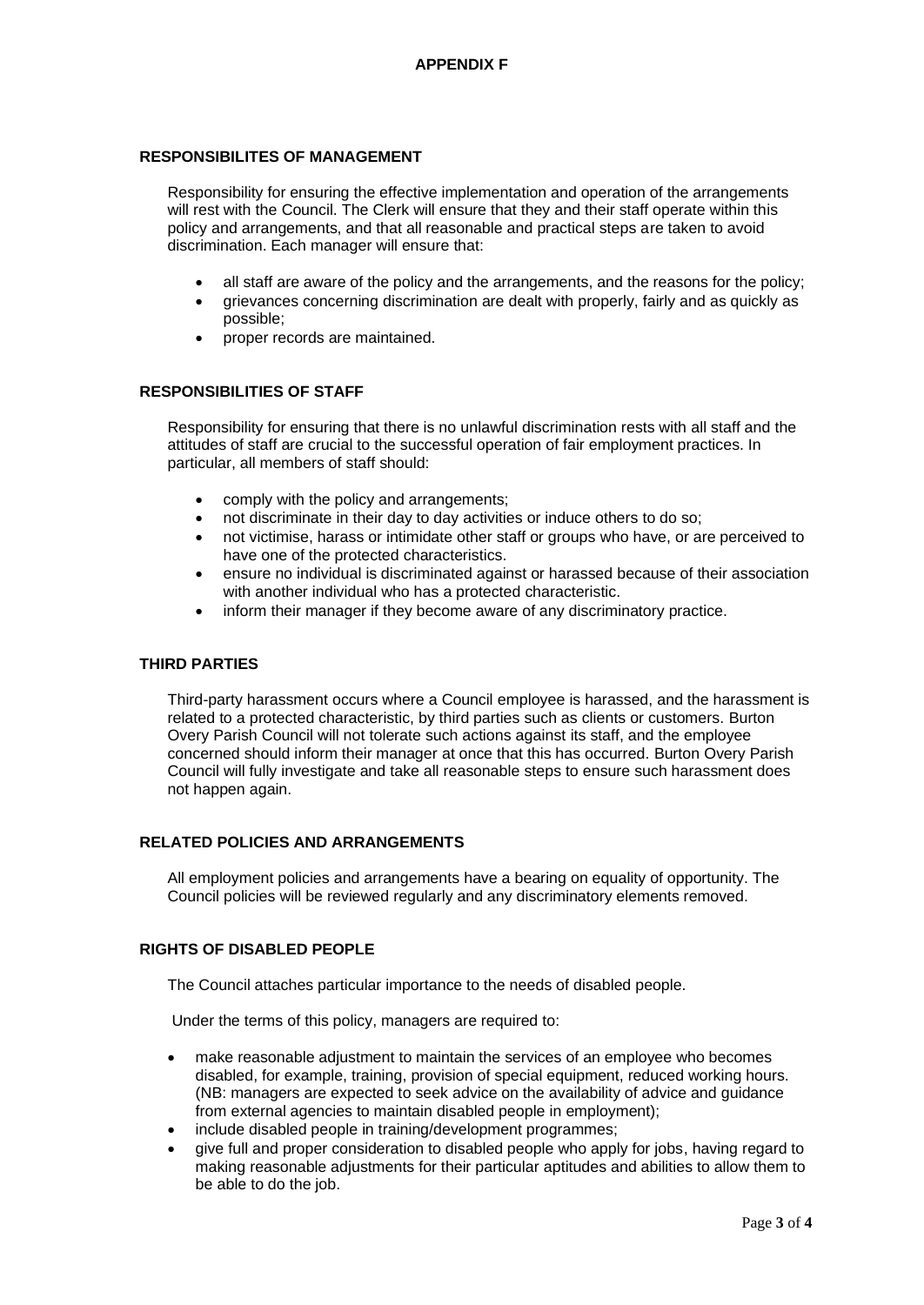**APPENDIX F**

## RESPONSIBILITES OF MANAGEMENT

Responsibility for ensuring the effective implementation and operation of the arrangements will rest with the Council. The Clerk will ensure that they and their staff operate within this policy and arrangements, and that all reasonable and practical steps are taken to avoid discrimination. Each manager will ensure that:

- all staff are aware of the policy and the arrangements, and the reasons for the policy;
- grievances concerning discrimination are dealt with properly, fairly and as quickly as possible;
- proper records are maintained.

## RESPONSIBILITIES OF STAFF

Responsibility for ensuring that there is no unlawful discrimination rests with all staff and the attitudes of staff are crucial to the successful operation of fair employment practices. In particular, all members of staff should:

- comply with the policy and arrangements;
- not discriminate in their day to day activities or induce others to do so;
- not victimise, harass or intimidate other staff or groups who have, or are perceived to have one of the protected characteristics.
- ensure no individual is discriminated against or harassed because of their association with another individual who has a protected characteristic.
- inform their manager if they become aware of any discriminatory practice.

## THIRD PARTIES

Third-party harassment occurs where a Council employee is harassed, and the harassment is related to a protected characteristic, by third parties such as clients or customers. Burton Overy Parish Council will not tolerate such actions against its staff, and the employee concerned should inform their manager at once that this has occurred. Burton Overy Parish Council will fully investigate and take all reasonable steps to ensure such harassment does not happen again.

## RELATED POLICIES AND ARRANGEMENTS

All employment policies and arrangements have a bearing on equality of opportunity. The Council policies will be reviewed regularly and any discriminatory elements removed.

## RIGHTS OF DISABLED PEOPLE

The Council attaches particular importance to the needs of disabled people.

Under the terms of this policy, managers are required to:

- make reasonable adjustment to maintain the services of an employee who becomes disabled, for example, training, provision of special equipment, reduced working hours. (NB: managers are expected to seek advice on the availability of advice and guidance from external agencies to maintain disabled people in employment);
- include disabled people in training/development programmes;
- give full and proper consideration to disabled people who apply for jobs, having regard to making reasonable adjustments for their particular aptitudes and abilities to allow them to be able to do the job.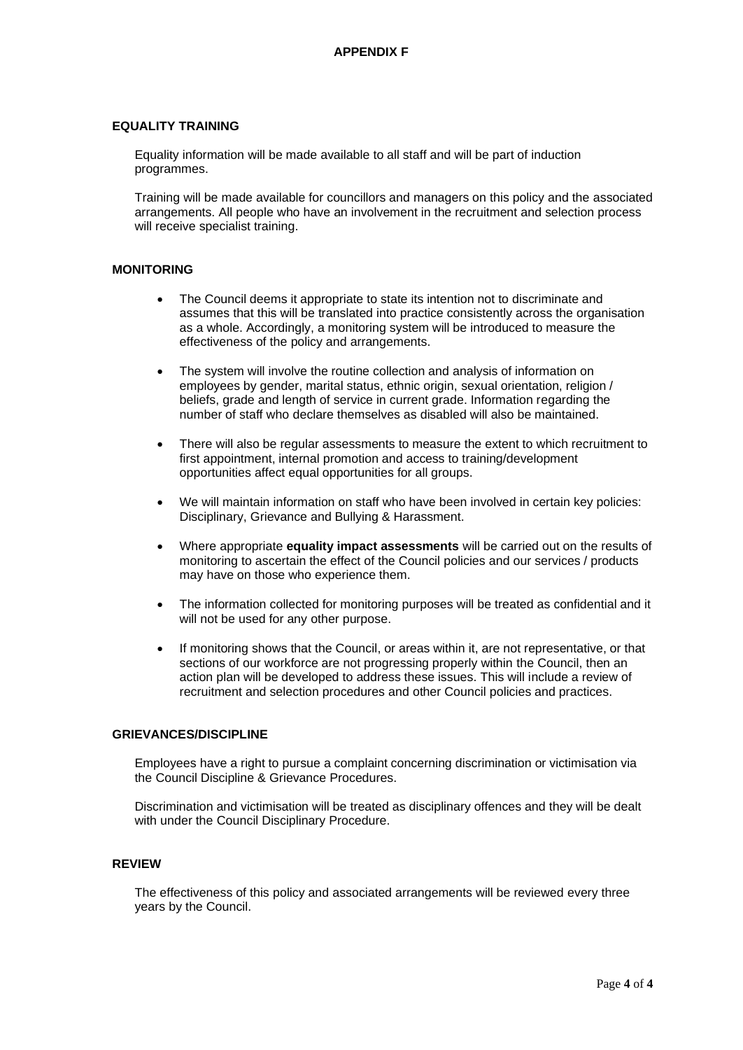**APPENDIX F**

## EQUALITY TRAINING

Equality information will be made available to all staff and will be part of induction programmes.

Training will be made available for councillors and managers on this policy and the associated arrangements. All people who have an involvement in the recruitment and selection process will receive specialist training.

## MONITORING

- The Council deems it appropriate to state its intention not to discriminate and assumes that this will be translated into practice consistently across the organisation as a whole. Accordingly, a monitoring system will be introduced to measure the effectiveness of the policy and arrangements.
- The system will involve the routine collection and analysis of information on employees by gender, marital status, ethnic origin, sexual orientation, religion / beliefs, grade and length of service in current grade. Information regarding the number of staff who declare themselves as disabled will also be maintained.
- There will also be regular assessments to measure the extent to which recruitment to first appointment, internal promotion and access to training/development opportunities affect equal opportunities for all groups.
- We will maintain information on staff who have been involved in certain key policies: Disciplinary, Grievance and Bullying & Harassment.
- Where appropriate **equality impact assessments** will be carried out on the results of monitoring to ascertain the effect of the Council policies and our services / products may have on those who experience them.
- The information collected for monitoring purposes will be treated as confidential and it will not be used for any other purpose.
- If monitoring shows that the Council, or areas within it, are not representative, or that sections of our workforce are not progressing properly within the Council, then an action plan will be developed to address these issues. This will include a review of recruitment and selection procedures and other Council policies and practices.

## GRIEVANCES/DISCIPLINE

Employees have a right to pursue a complaint concerning discrimination or victimisation via the Council Discipline & Grievance Procedures.

Discrimination and victimisation will be treated as disciplinary offences and they will be dealt with under the Council Disciplinary Procedure.

## REVIEW

The effectiveness of this policy and associated arrangements will be reviewed every three years by the Council.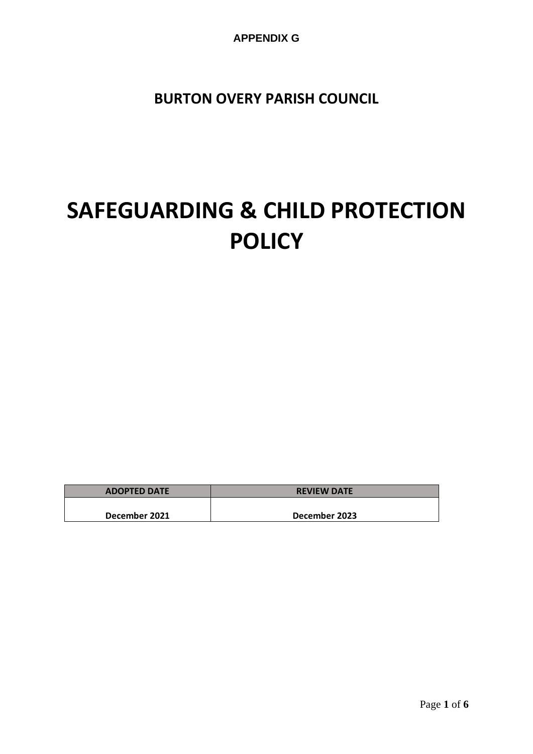APPENDIX G

## BURTON OVERY PARISH COUNCIL

# SAFEGUARDING & CHILD PROTECTION POLICY

| ADOPTED DATE | REVIEW DATE |
| --- | --- |
| December 2021 | December 2023 |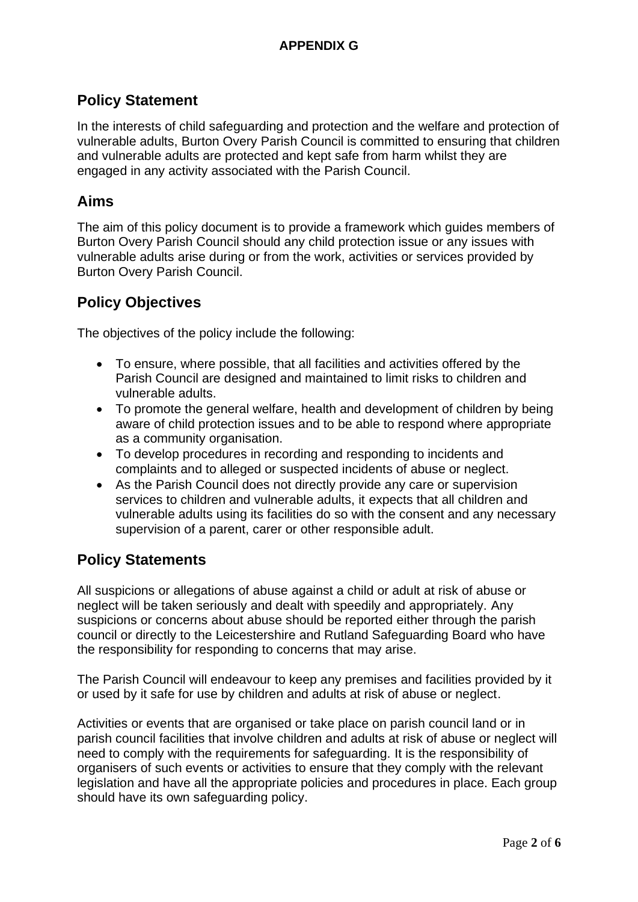**APPENDIX G**

## Policy Statement

In the interests of child safeguarding and protection and the welfare and protection of vulnerable adults, Burton Overy Parish Council is committed to ensuring that children and vulnerable adults are protected and kept safe from harm whilst they are engaged in any activity associated with the Parish Council.

## Aims

The aim of this policy document is to provide a framework which guides members of Burton Overy Parish Council should any child protection issue or any issues with vulnerable adults arise during or from the work, activities or services provided by Burton Overy Parish Council.

## Policy Objectives

The objectives of the policy include the following:

- To ensure, where possible, that all facilities and activities offered by the Parish Council are designed and maintained to limit risks to children and vulnerable adults.
- To promote the general welfare, health and development of children by being aware of child protection issues and to be able to respond where appropriate as a community organisation.
- To develop procedures in recording and responding to incidents and complaints and to alleged or suspected incidents of abuse or neglect.
- As the Parish Council does not directly provide any care or supervision services to children and vulnerable adults, it expects that all children and vulnerable adults using its facilities do so with the consent and any necessary supervision of a parent, carer or other responsible adult.

## Policy Statements

All suspicions or allegations of abuse against a child or adult at risk of abuse or neglect will be taken seriously and dealt with speedily and appropriately. Any suspicions or concerns about abuse should be reported either through the parish council or directly to the Leicestershire and Rutland Safeguarding Board who have the responsibility for responding to concerns that may arise.

The Parish Council will endeavour to keep any premises and facilities provided by it or used by it safe for use by children and adults at risk of abuse or neglect.

Activities or events that are organised or take place on parish council land or in parish council facilities that involve children and adults at risk of abuse or neglect will need to comply with the requirements for safeguarding. It is the responsibility of organisers of such events or activities to ensure that they comply with the relevant legislation and have all the appropriate policies and procedures in place. Each group should have its own safeguarding policy.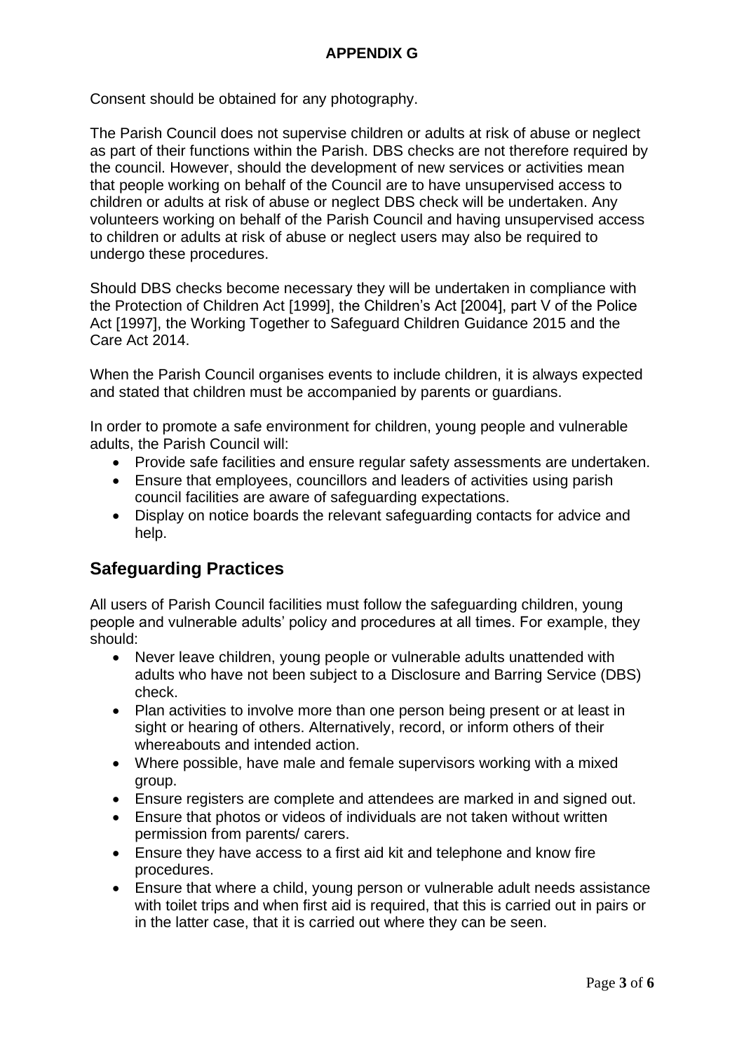Consent should be obtained for any photography.

The Parish Council does not supervise children or adults at risk of abuse or neglect as part of their functions within the Parish. DBS checks are not therefore required by the council. However, should the development of new services or activities mean that people working on behalf of the Council are to have unsupervised access to children or adults at risk of abuse or neglect DBS check will be undertaken. Any volunteers working on behalf of the Parish Council and having unsupervised access to children or adults at risk of abuse or neglect users may also be required to undergo these procedures.

Should DBS checks become necessary they will be undertaken in compliance with the Protection of Children Act [1999], the Children's Act [2004], part V of the Police Act [1997], the Working Together to Safeguard Children Guidance 2015 and the Care Act 2014.

When the Parish Council organises events to include children, it is always expected and stated that children must be accompanied by parents or guardians.

In order to promote a safe environment for children, young people and vulnerable adults, the Parish Council will:

- Provide safe facilities and ensure regular safety assessments are undertaken.
- Ensure that employees, councillors and leaders of activities using parish council facilities are aware of safeguarding expectations.
- Display on notice boards the relevant safeguarding contacts for advice and help.

## Safeguarding Practices

All users of Parish Council facilities must follow the safeguarding children, young people and vulnerable adults' policy and procedures at all times. For example, they should:

- Never leave children, young people or vulnerable adults unattended with adults who have not been subject to a Disclosure and Barring Service (DBS) check.
- Plan activities to involve more than one person being present or at least in sight or hearing of others. Alternatively, record, or inform others of their whereabouts and intended action.
- Where possible, have male and female supervisors working with a mixed group.
- Ensure registers are complete and attendees are marked in and signed out.
- Ensure that photos or videos of individuals are not taken without written permission from parents/ carers.
- Ensure they have access to a first aid kit and telephone and know fire procedures.
- Ensure that where a child, young person or vulnerable adult needs assistance with toilet trips and when first aid is required, that this is carried out in pairs or in the latter case, that it is carried out where they can be seen.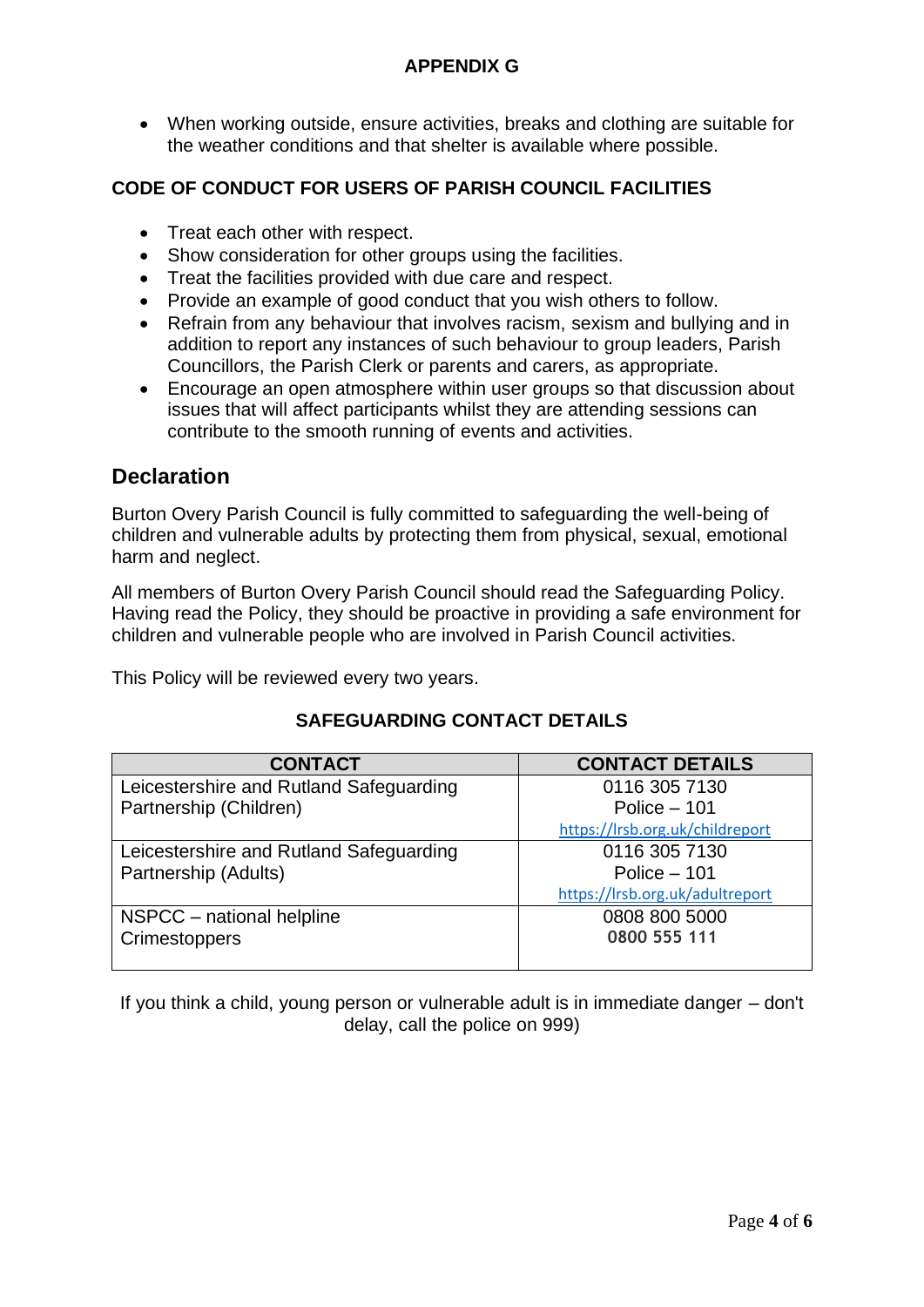## APPENDIX G

- When working outside, ensure activities, breaks and clothing are suitable for the weather conditions and that shelter is available where possible.

### CODE OF CONDUCT FOR USERS OF PARISH COUNCIL FACILITIES

- Treat each other with respect.
- Show consideration for other groups using the facilities.
- Treat the facilities provided with due care and respect.
- Provide an example of good conduct that you wish others to follow.
- Refrain from any behaviour that involves racism, sexism and bullying and in addition to report any instances of such behaviour to group leaders, Parish Councillors, the Parish Clerk or parents and carers, as appropriate.
- Encourage an open atmosphere within user groups so that discussion about issues that will affect participants whilst they are attending sessions can contribute to the smooth running of events and activities.

## Declaration

Burton Overy Parish Council is fully committed to safeguarding the well-being of children and vulnerable adults by protecting them from physical, sexual, emotional harm and neglect.

All members of Burton Overy Parish Council should read the Safeguarding Policy. Having read the Policy, they should be proactive in providing a safe environment for children and vulnerable people who are involved in Parish Council activities.

This Policy will be reviewed every two years.

### SAFEGUARDING CONTACT DETAILS

| CONTACT | CONTACT DETAILS |
|---|---|
| Leicestershire and Rutland Safeguarding Partnership (Children) | 0116 305 7130<br>Police – 101<br>https://lrsb.org.uk/childreport |
| Leicestershire and Rutland Safeguarding Partnership (Adults) | 0116 305 7130<br>Police – 101<br>https://lrsb.org.uk/adultreport |
| NSPCC – national helpline<br>Crimestoppers | 0808 800 5000<br>**0800 555 111** |

If you think a child, young person or vulnerable adult is in immediate danger – don't delay, call the police on 999)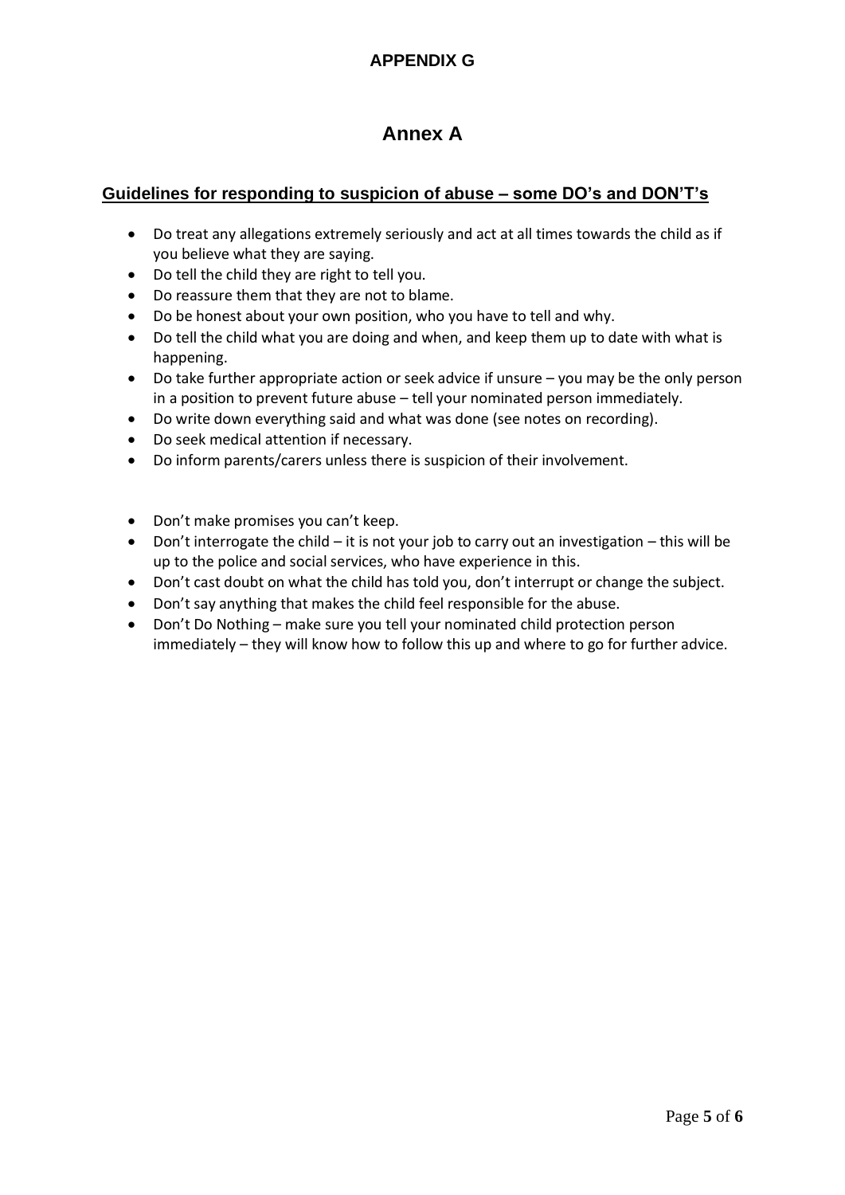**APPENDIX G**

# Annex A

## Guidelines for responding to suspicion of abuse – some DO's and DON'T's

- Do treat any allegations extremely seriously and act at all times towards the child as if you believe what they are saying.
- Do tell the child they are right to tell you.
- Do reassure them that they are not to blame.
- Do be honest about your own position, who you have to tell and why.
- Do tell the child what you are doing and when, and keep them up to date with what is happening.
- Do take further appropriate action or seek advice if unsure – you may be the only person in a position to prevent future abuse – tell your nominated person immediately.
- Do write down everything said and what was done (see notes on recording).
- Do seek medical attention if necessary.
- Do inform parents/carers unless there is suspicion of their involvement.

- Don't make promises you can't keep.
- Don't interrogate the child – it is not your job to carry out an investigation – this will be up to the police and social services, who have experience in this.
- Don't cast doubt on what the child has told you, don't interrupt or change the subject.
- Don't say anything that makes the child feel responsible for the abuse.
- Don't Do Nothing – make sure you tell your nominated child protection person immediately – they will know how to follow this up and where to go for further advice.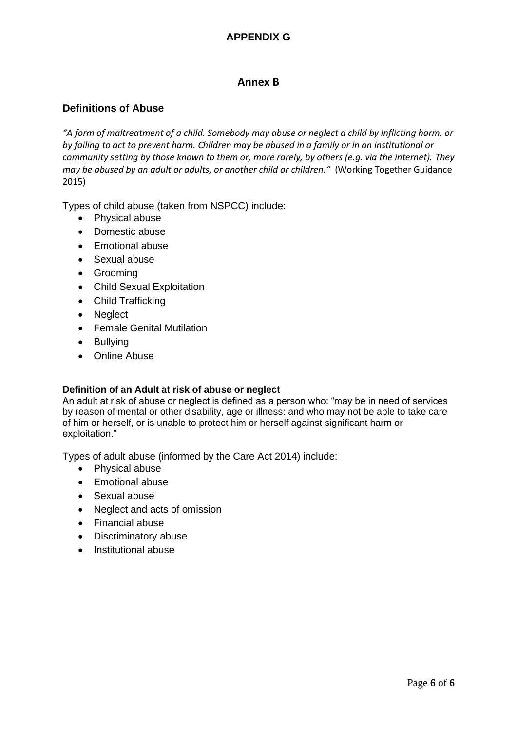# APPENDIX G

## Annex B

### Definitions of Abuse

*"A form of maltreatment of a child. Somebody may abuse or neglect a child by inflicting harm, or by failing to act to prevent harm. Children may be abused in a family or in an institutional or community setting by those known to them or, more rarely, by others (e.g. via the internet). They may be abused by an adult or adults, or another child or children."* (Working Together Guidance 2015)

Types of child abuse (taken from NSPCC) include:

- Physical abuse
- Domestic abuse
- Emotional abuse
- Sexual abuse
- Grooming
- Child Sexual Exploitation
- Child Trafficking
- Neglect
- Female Genital Mutilation
- Bullying
- Online Abuse

**Definition of an Adult at risk of abuse or neglect**

An adult at risk of abuse or neglect is defined as a person who: "may be in need of services by reason of mental or other disability, age or illness: and who may not be able to take care of him or herself, or is unable to protect him or herself against significant harm or exploitation."

Types of adult abuse (informed by the Care Act 2014) include:

- Physical abuse
- Emotional abuse
- Sexual abuse
- Neglect and acts of omission
- Financial abuse
- Discriminatory abuse
- Institutional abuse